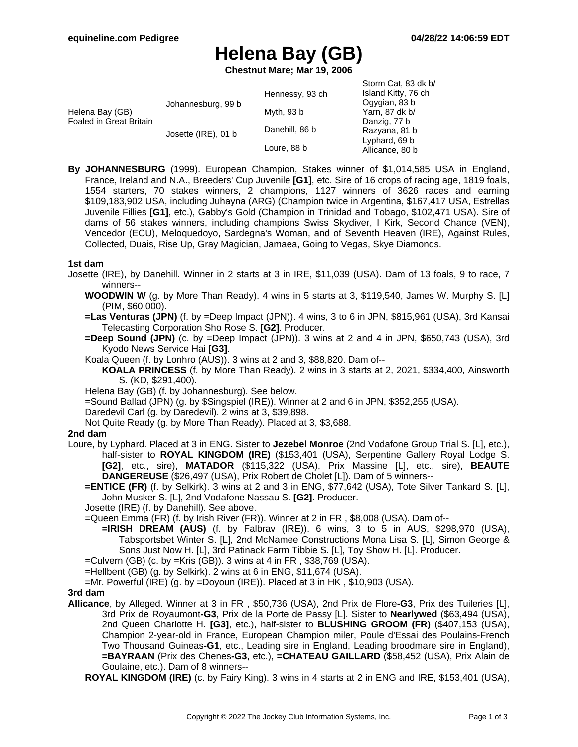# Helena Bay (GB)

**Chestnut Mare; Mar 19, 2006**

| | | | |
|---|---|---|---|
| Helena Bay (GB) Foaled in Great Britain | Johannesburg, 99 b | Hennessy, 93 ch | Storm Cat, 83 dk b/ |
| | | | Island Kitty, 76 ch |
| | | Myth, 93 b | Ogygian, 83 b |
| | | | Yarn, 87 dk b/ |
| | Josette (IRE), 01 b | Danehill, 86 b | Danzig, 77 b |
| | | | Razyana, 81 b |
| | | Loure, 88 b | Lyphard, 69 b |
| | | | Allicance, 80 b |

**By JOHANNESBURG** (1999). European Champion, Stakes winner of $1,014,585 USA in England, France, Ireland and N.A., Breeders' Cup Juvenile **[G1]**, etc. Sire of 16 crops of racing age, 1819 foals, 1554 starters, 70 stakes winners, 2 champions, 1127 winners of 3626 races and earning $109,183,902 USA, including Juhayna (ARG) (Champion twice in Argentina, $167,417 USA, Estrellas Juvenile Fillies **[G1]**, etc.), Gabby's Gold (Champion in Trinidad and Tobago, $102,471 USA). Sire of dams of 56 stakes winners, including champions Swiss Skydiver, I Kirk, Second Chance (VEN), Vencedor (ECU), Meloquedoyo, Sardegna's Woman, and of Seventh Heaven (IRE), Against Rules, Collected, Duais, Rise Up, Gray Magician, Jamaea, Going to Vegas, Skye Diamonds.

### 1st dam

Josette (IRE), by Danehill. Winner in 2 starts at 3 in IRE, $11,039 (USA). Dam of 13 foals, 9 to race, 7 winners--

- **WOODWIN W** (g. by More Than Ready). 4 wins in 5 starts at 3, $119,540, James W. Murphy S. [L] (PIM, $60,000).
- **=Las Venturas (JPN)** (f. by =Deep Impact (JPN)). 4 wins, 3 to 6 in JPN, $815,961 (USA), 3rd Kansai Telecasting Corporation Sho Rose S. **[G2]**. Producer.
- **=Deep Sound (JPN)** (c. by =Deep Impact (JPN)). 3 wins at 2 and 4 in JPN, $650,743 (USA), 3rd Kyodo News Service Hai **[G3]**.
- Koala Queen (f. by Lonhro (AUS)). 3 wins at 2 and 3, $88,820. Dam of--
  - **KOALA PRINCESS** (f. by More Than Ready). 2 wins in 3 starts at 2, 2021, $334,400, Ainsworth S. (KD, $291,400).
- Helena Bay (GB) (f. by Johannesburg). See below.
- =Sound Ballad (JPN) (g. by $Singspiel (IRE)). Winner at 2 and 6 in JPN, $352,255 (USA).
- Daredevil Carl (g. by Daredevil). 2 wins at 3, $39,898.
- Not Quite Ready (g. by More Than Ready). Placed at 3, $3,688.

### 2nd dam

Loure, by Lyphard. Placed at 3 in ENG. Sister to **Jezebel Monroe** (2nd Vodafone Group Trial S. [L], etc.), half-sister to **ROYAL KINGDOM (IRE)** ($153,401 (USA), Serpentine Gallery Royal Lodge S. **[G2]**, etc., sire), **MATADOR** ($115,322 (USA), Prix Massine [L], etc., sire), **BEAUTE DANGEREUSE** ($26,497 (USA), Prix Robert de Cholet [L]). Dam of 5 winners--

- **=ENTICE (FR)** (f. by Selkirk). 3 wins at 2 and 3 in ENG, $77,642 (USA), Tote Silver Tankard S. [L], John Musker S. [L], 2nd Vodafone Nassau S. **[G2]**. Producer.
- Josette (IRE) (f. by Danehill). See above.
- =Queen Emma (FR) (f. by Irish River (FR)). Winner at 2 in FR , $8,008 (USA). Dam of--
  - **=IRISH DREAM (AUS)** (f. by Falbrav (IRE)). 6 wins, 3 to 5 in AUS, $298,970 (USA), Tabsportsbet Winter S. [L], 2nd McNamee Constructions Mona Lisa S. [L], Simon George & Sons Just Now H. [L], 3rd Patinack Farm Tibbie S. [L], Toy Show H. [L]. Producer.
- =Culvern (GB) (c. by =Kris (GB)). 3 wins at 4 in FR , $38,769 (USA).
- =Hellbent (GB) (g. by Selkirk). 2 wins at 6 in ENG, $11,674 (USA).
- =Mr. Powerful (IRE) (g. by =Doyoun (IRE)). Placed at 3 in HK , $10,903 (USA).

### 3rd dam

**Allicance**, by Alleged. Winner at 3 in FR , $50,736 (USA), 2nd Prix de Flore**-G3**, Prix des Tuileries [L], 3rd Prix de Royaumont**-G3**, Prix de la Porte de Passy [L]. Sister to **Nearlywed** ($63,494 (USA), 2nd Queen Charlotte H. **[G3]**, etc.), half-sister to **BLUSHING GROOM (FR)** ($407,153 (USA), Champion 2-year-old in France, European Champion miler, Poule d'Essai des Poulains-French Two Thousand Guineas**-G1**, etc., Leading sire in England, Leading broodmare sire in England), **=BAYRAAN** (Prix des Chenes**-G3**, etc.), **=CHATEAU GAILLARD** ($58,452 (USA), Prix Alain de Goulaine, etc.). Dam of 8 winners--

- **ROYAL KINGDOM (IRE)** (c. by Fairy King). 3 wins in 4 starts at 2 in ENG and IRE, $153,401 (USA),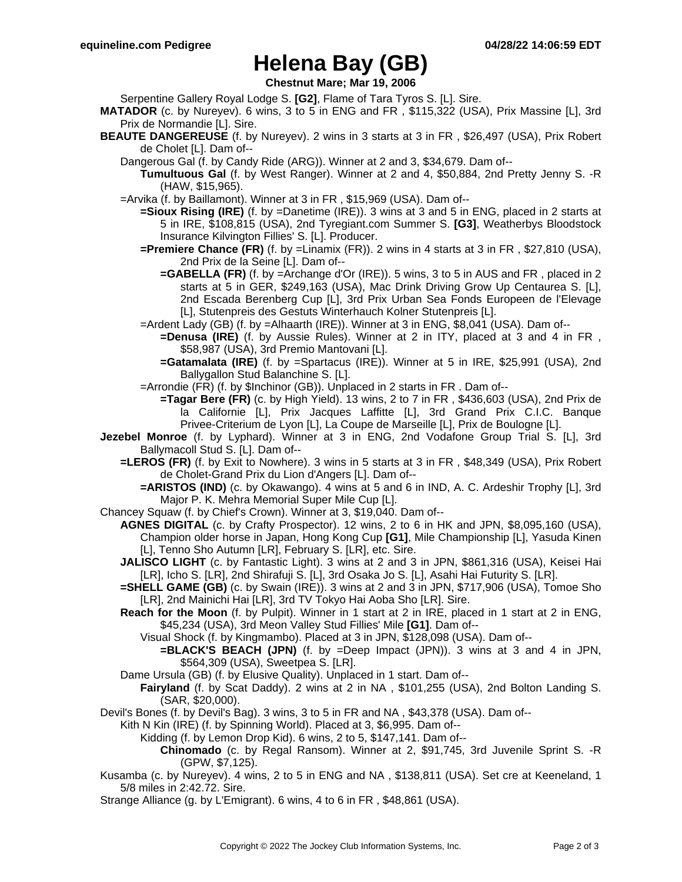# Helena Bay (GB)

**Chestnut Mare; Mar 19, 2006**

Serpentine Gallery Royal Lodge S. **[G2]**, Flame of Tara Tyros S. [L]. Sire.

**MATADOR** (c. by Nureyev). 6 wins, 3 to 5 in ENG and FR , $115,322 (USA), Prix Massine [L], 3rd Prix de Normandie [L]. Sire.

**BEAUTE DANGEREUSE** (f. by Nureyev). 2 wins in 3 starts at 3 in FR , $26,497 (USA), Prix Robert de Cholet [L]. Dam of--

Dangerous Gal (f. by Candy Ride (ARG)). Winner at 2 and 3, $34,679. Dam of--

**Tumultuous Gal** (f. by West Ranger). Winner at 2 and 4, $50,884, 2nd Pretty Jenny S. -R (HAW, $15,965).

=Arvika (f. by Baillamont). Winner at 3 in FR , $15,969 (USA). Dam of--

**=Sioux Rising (IRE)** (f. by =Danetime (IRE)). 3 wins at 3 and 5 in ENG, placed in 2 starts at 5 in IRE, $108,815 (USA), 2nd Tyregiant.com Summer S. **[G3]**, Weatherbys Bloodstock Insurance Kilvington Fillies' S. [L]. Producer.

**=Premiere Chance (FR)** (f. by =Linamix (FR)). 2 wins in 4 starts at 3 in FR , $27,810 (USA), 2nd Prix de la Seine [L]. Dam of--

**=GABELLA (FR)** (f. by =Archange d'Or (IRE)). 5 wins, 3 to 5 in AUS and FR , placed in 2 starts at 5 in GER, $249,163 (USA), Mac Drink Driving Grow Up Centaurea S. [L], 2nd Escada Berenberg Cup [L], 3rd Prix Urban Sea Fonds Europeen de l'Elevage [L], Stutenpreis des Gestuts Winterhauch Kolner Stutenpreis [L].

=Ardent Lady (GB) (f. by =Alhaarth (IRE)). Winner at 3 in ENG, $8,041 (USA). Dam of--

**=Denusa (IRE)** (f. by Aussie Rules). Winner at 2 in ITY, placed at 3 and 4 in FR , $58,987 (USA), 3rd Premio Mantovani [L].

**=Gatamalata (IRE)** (f. by =Spartacus (IRE)). Winner at 5 in IRE, $25,991 (USA), 2nd Ballygallon Stud Balanchine S. [L].

=Arrondie (FR) (f. by $Inchinor (GB)). Unplaced in 2 starts in FR . Dam of--

**=Tagar Bere (FR)** (c. by High Yield). 13 wins, 2 to 7 in FR , $436,603 (USA), 2nd Prix de la Californie [L], Prix Jacques Laffitte [L], 3rd Grand Prix C.I.C. Banque Privee-Criterium de Lyon [L], La Coupe de Marseille [L], Prix de Boulogne [L].

**Jezebel Monroe** (f. by Lyphard). Winner at 3 in ENG, 2nd Vodafone Group Trial S. [L], 3rd Ballymacoll Stud S. [L]. Dam of--

**=LEROS (FR)** (f. by Exit to Nowhere). 3 wins in 5 starts at 3 in FR , $48,349 (USA), Prix Robert de Cholet-Grand Prix du Lion d'Angers [L]. Dam of--

**=ARISTOS (IND)** (c. by Okawango). 4 wins at 5 and 6 in IND, A. C. Ardeshir Trophy [L], 3rd Major P. K. Mehra Memorial Super Mile Cup [L].

Chancey Squaw (f. by Chief's Crown). Winner at 3, $19,040. Dam of--

**AGNES DIGITAL** (c. by Crafty Prospector). 12 wins, 2 to 6 in HK and JPN, $8,095,160 (USA), Champion older horse in Japan, Hong Kong Cup **[G1]**, Mile Championship [L], Yasuda Kinen [L], Tenno Sho Autumn [LR], February S. [LR], etc. Sire.

**JALISCO LIGHT** (c. by Fantastic Light). 3 wins at 2 and 3 in JPN, $861,316 (USA), Keisei Hai [LR], Icho S. [LR], 2nd Shirafuji S. [L], 3rd Osaka Jo S. [L], Asahi Hai Futurity S. [LR].

**=SHELL GAME (GB)** (c. by Swain (IRE)). 3 wins at 2 and 3 in JPN, $717,906 (USA), Tomoe Sho [LR], 2nd Mainichi Hai [LR], 3rd TV Tokyo Hai Aoba Sho [LR]. Sire.

**Reach for the Moon** (f. by Pulpit). Winner in 1 start at 2 in IRE, placed in 1 start at 2 in ENG, $45,234 (USA), 3rd Meon Valley Stud Fillies' Mile **[G1]**. Dam of--

Visual Shock (f. by Kingmambo). Placed at 3 in JPN, $128,098 (USA). Dam of--

**=BLACK'S BEACH (JPN)** (f. by =Deep Impact (JPN)). 3 wins at 3 and 4 in JPN, $564,309 (USA), Sweetpea S. [LR].

Dame Ursula (GB) (f. by Elusive Quality). Unplaced in 1 start. Dam of--

**Fairyland** (f. by Scat Daddy). 2 wins at 2 in NA , $101,255 (USA), 2nd Bolton Landing S. (SAR, $20,000).

Devil's Bones (f. by Devil's Bag). 3 wins, 3 to 5 in FR and NA , $43,378 (USA). Dam of--

Kith N Kin (IRE) (f. by Spinning World). Placed at 3, $6,995. Dam of--

Kidding (f. by Lemon Drop Kid). 6 wins, 2 to 5, $147,141. Dam of--

**Chinomado** (c. by Regal Ransom). Winner at 2, $91,745, 3rd Juvenile Sprint S. -R (GPW, $7,125).

Kusamba (c. by Nureyev). 4 wins, 2 to 5 in ENG and NA , $138,811 (USA). Set cre at Keeneland, 1 5/8 miles in 2:42.72. Sire.

Strange Alliance (g. by L'Emigrant). 6 wins, 4 to 6 in FR , $48,861 (USA).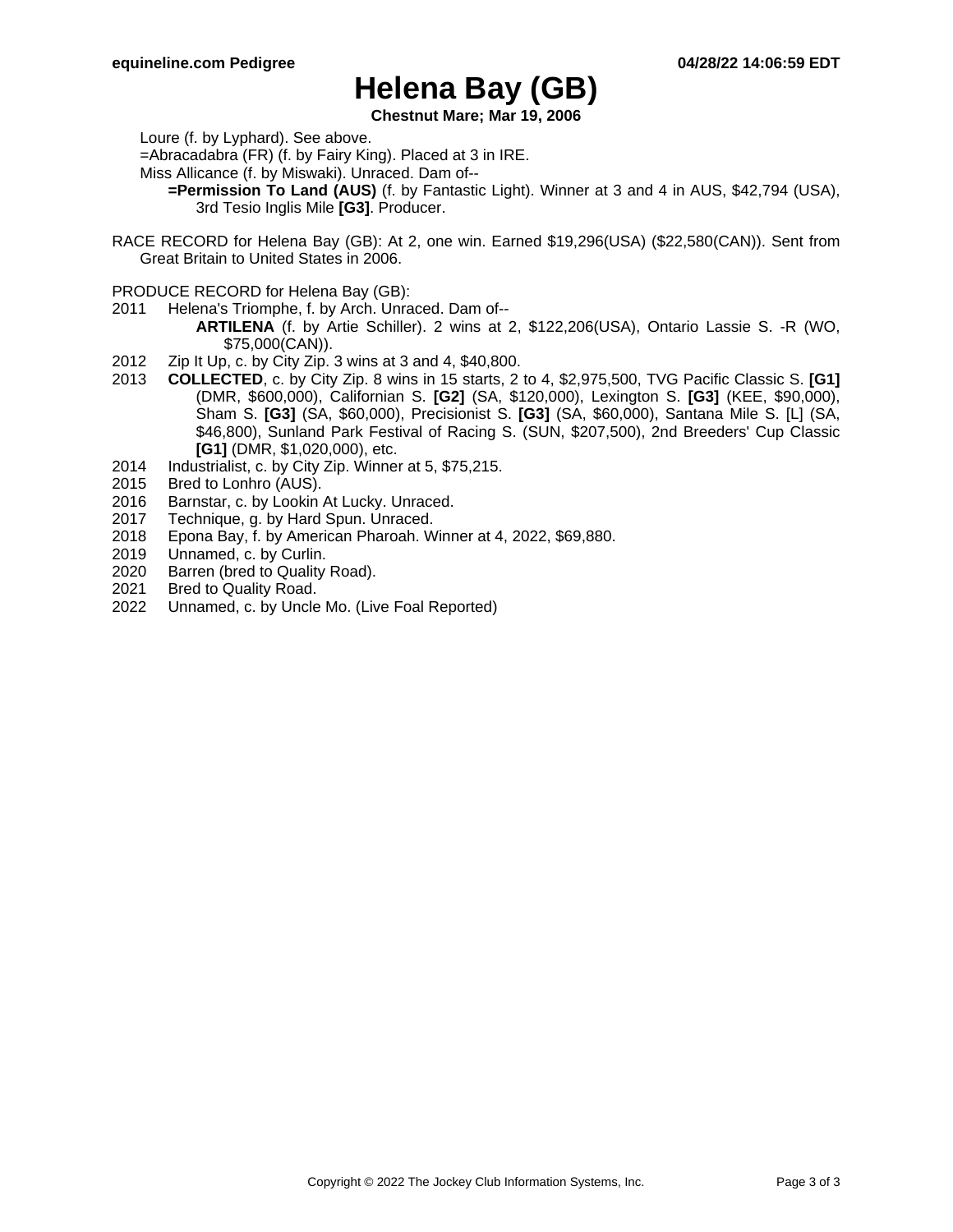# Helena Bay (GB)

**Chestnut Mare; Mar 19, 2006**

Loure (f. by Lyphard). See above.

=Abracadabra (FR) (f. by Fairy King). Placed at 3 in IRE.

Miss Allicance (f. by Miswaki). Unraced. Dam of--

**=Permission To Land (AUS)** (f. by Fantastic Light). Winner at 3 and 4 in AUS, $42,794 (USA), 3rd Tesio Inglis Mile **[G3]**. Producer.

RACE RECORD for Helena Bay (GB): At 2, one win. Earned $19,296(USA) ($22,580(CAN)). Sent from Great Britain to United States in 2006.

PRODUCE RECORD for Helena Bay (GB):

2011 Helena's Triomphe, f. by Arch. Unraced. Dam of--
**ARTILENA** (f. by Artie Schiller). 2 wins at 2, $122,206(USA), Ontario Lassie S. -R (WO, $75,000(CAN)).

2012 Zip It Up, c. by City Zip. 3 wins at 3 and 4, $40,800.

2013 **COLLECTED**, c. by City Zip. 8 wins in 15 starts, 2 to 4, $2,975,500, TVG Pacific Classic S. **[G1]** (DMR, $600,000), Californian S. **[G2]** (SA, $120,000), Lexington S. **[G3]** (KEE, $90,000), Sham S. **[G3]** (SA, $60,000), Precisionist S. **[G3]** (SA, $60,000), Santana Mile S. [L] (SA, $46,800), Sunland Park Festival of Racing S. (SUN, $207,500), 2nd Breeders' Cup Classic **[G1]** (DMR, $1,020,000), etc.

2014 Industrialist, c. by City Zip. Winner at 5, $75,215.

2015 Bred to Lonhro (AUS).

2016 Barnstar, c. by Lookin At Lucky. Unraced.

2017 Technique, g. by Hard Spun. Unraced.

2018 Epona Bay, f. by American Pharoah. Winner at 4, 2022, $69,880.

2019 Unnamed, c. by Curlin.

2020 Barren (bred to Quality Road).

2021 Bred to Quality Road.

2022 Unnamed, c. by Uncle Mo. (Live Foal Reported)